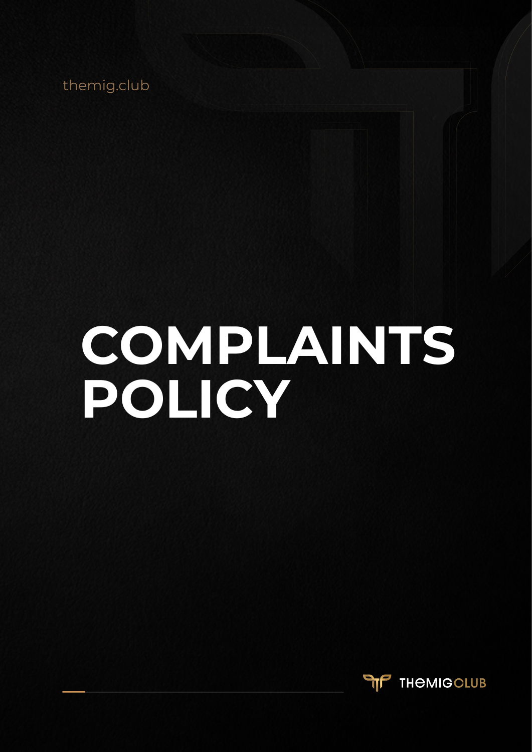themig.club

# COMPLAINTS POLICY

THEMIGCLUB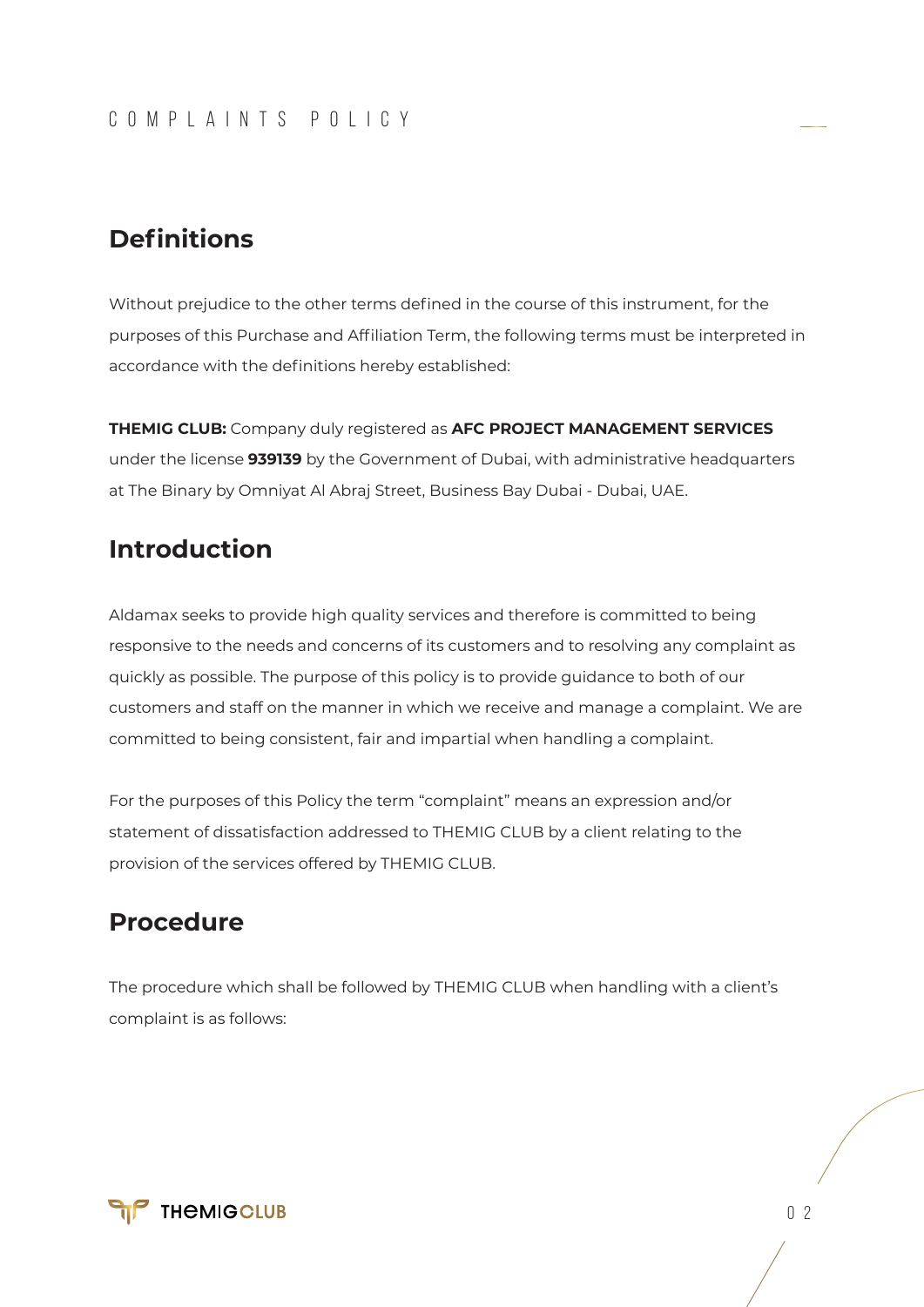## Definitions

Without prejudice to the other terms defined in the course of this instrument, for the purposes of this Purchase and Affiliation Term, the following terms must be interpreted in accordance with the definitions hereby established:

**THEMIG CLUB:** Company duly registered as **AFC PROJECT MANAGEMENT SERVICES** under the license **939139** by the Government of Dubai, with administrative headquarters at The Binary by Omniyat Al Abraj Street, Business Bay Dubai - Dubai, UAE.

## Introduction

Aldamax seeks to provide high quality services and therefore is committed to being responsive to the needs and concerns of its customers and to resolving any complaint as quickly as possible. The purpose of this policy is to provide guidance to both of our customers and staff on the manner in which we receive and manage a complaint. We are committed to being consistent, fair and impartial when handling a complaint.

For the purposes of this Policy the term "complaint" means an expression and/or statement of dissatisfaction addressed to THEMIG CLUB by a client relating to the provision of the services offered by THEMIG CLUB.

## Procedure

The procedure which shall be followed by THEMIG CLUB when handling with a client's complaint is as follows: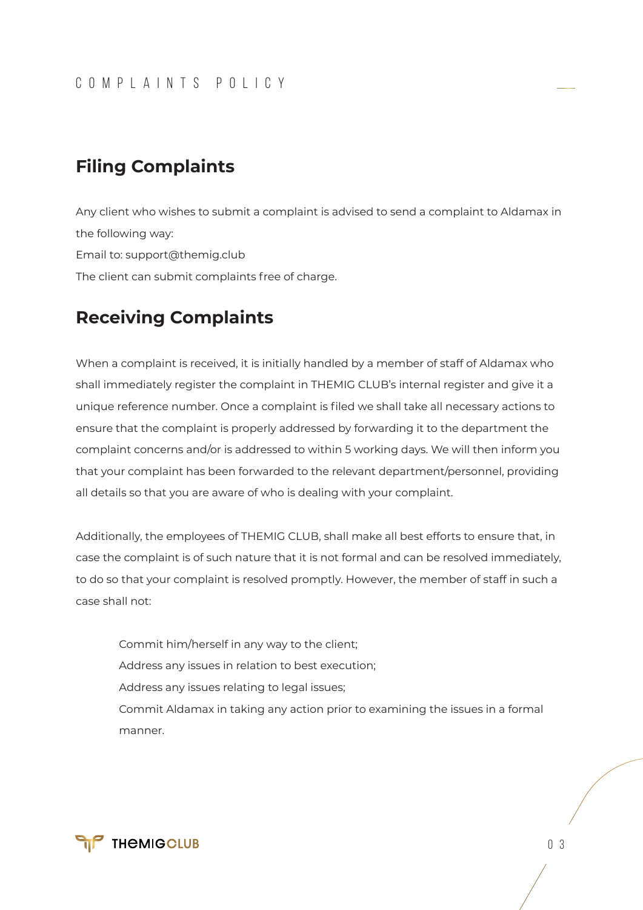## Filing Complaints

Any client who wishes to submit a complaint is advised to send a complaint to Aldamax in the following way:

Email to: support@themig.club

The client can submit complaints free of charge.

## Receiving Complaints

When a complaint is received, it is initially handled by a member of staff of Aldamax who shall immediately register the complaint in THEMIG CLUB's internal register and give it a unique reference number. Once a complaint is filed we shall take all necessary actions to ensure that the complaint is properly addressed by forwarding it to the department the complaint concerns and/or is addressed to within 5 working days. We will then inform you that your complaint has been forwarded to the relevant department/personnel, providing all details so that you are aware of who is dealing with your complaint.

Additionally, the employees of THEMIG CLUB, shall make all best efforts to ensure that, in case the complaint is of such nature that it is not formal and can be resolved immediately, to do so that your complaint is resolved promptly. However, the member of staff in such a case shall not:

- Commit him/herself in any way to the client;
- Address any issues in relation to best execution;
- Address any issues relating to legal issues;
- Commit Aldamax in taking any action prior to examining the issues in a formal manner.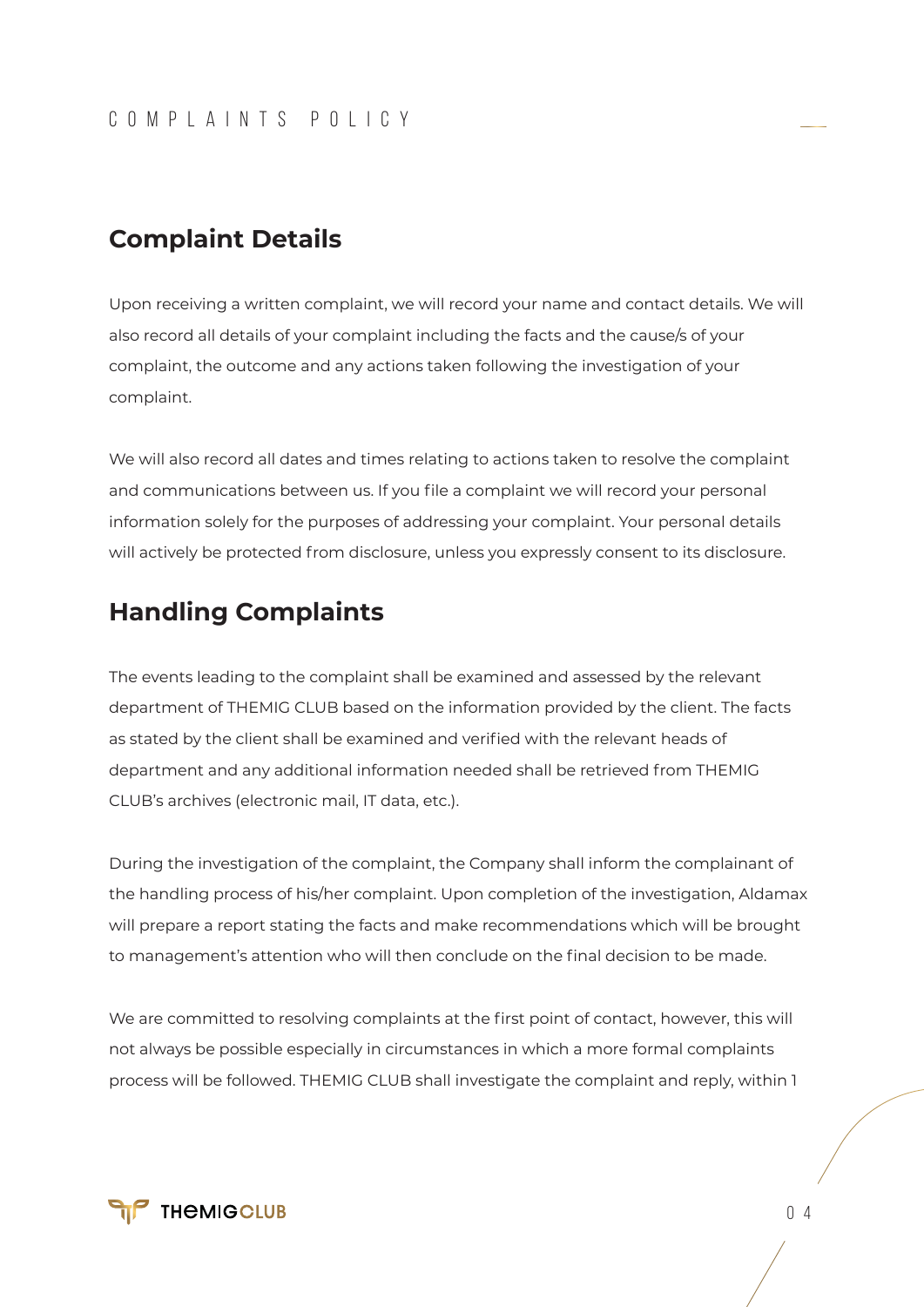## Complaint Details

Upon receiving a written complaint, we will record your name and contact details. We will also record all details of your complaint including the facts and the cause/s of your complaint, the outcome and any actions taken following the investigation of your complaint.

We will also record all dates and times relating to actions taken to resolve the complaint and communications between us. If you file a complaint we will record your personal information solely for the purposes of addressing your complaint. Your personal details will actively be protected from disclosure, unless you expressly consent to its disclosure.

## Handling Complaints

The events leading to the complaint shall be examined and assessed by the relevant department of THEMIG CLUB based on the information provided by the client. The facts as stated by the client shall be examined and verified with the relevant heads of department and any additional information needed shall be retrieved from THEMIG CLUB's archives (electronic mail, IT data, etc.).

During the investigation of the complaint, the Company shall inform the complainant of the handling process of his/her complaint. Upon completion of the investigation, Aldamax will prepare a report stating the facts and make recommendations which will be brought to management's attention who will then conclude on the final decision to be made.

We are committed to resolving complaints at the first point of contact, however, this will not always be possible especially in circumstances in which a more formal complaints process will be followed. THEMIG CLUB shall investigate the complaint and reply, within 1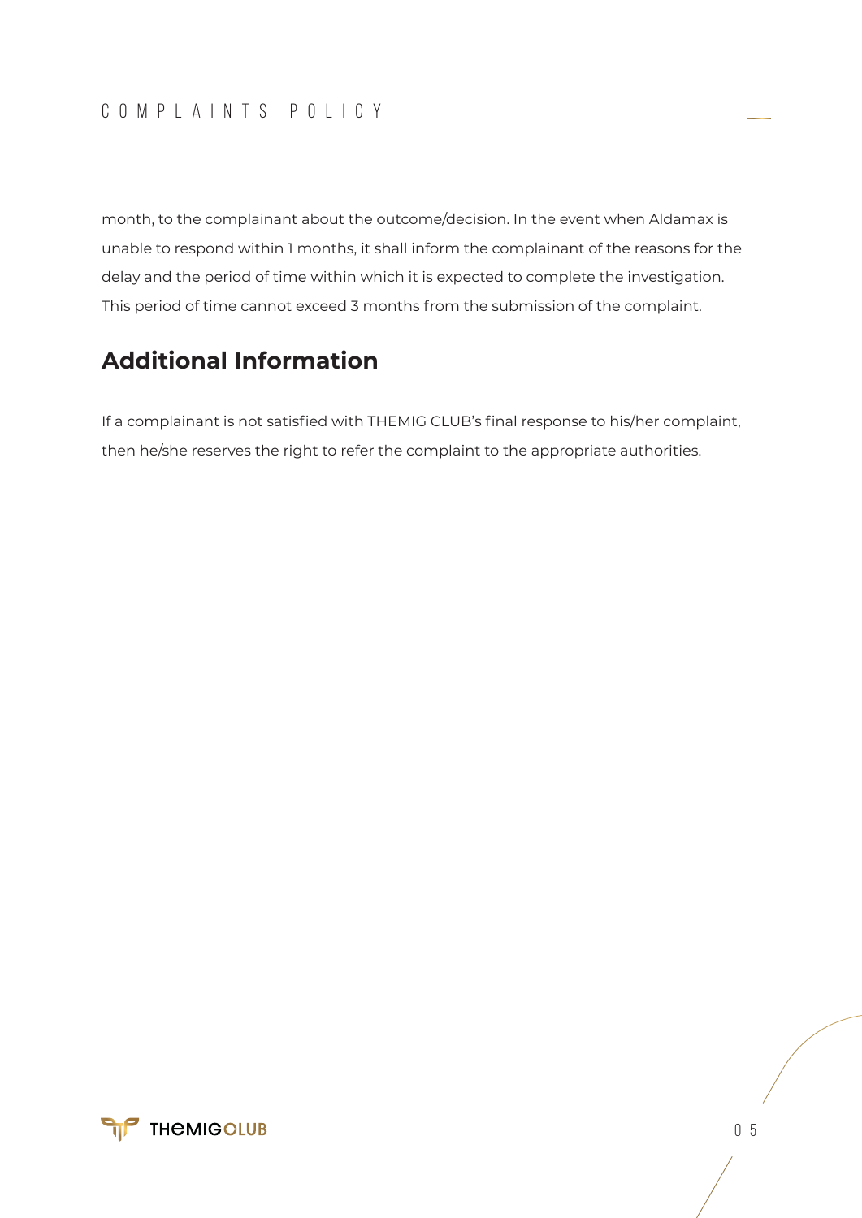month, to the complainant about the outcome/decision. In the event when Aldamax is unable to respond within 1 months, it shall inform the complainant of the reasons for the delay and the period of time within which it is expected to complete the investigation. This period of time cannot exceed 3 months from the submission of the complaint.

## Additional Information

If a complainant is not satisfied with THEMIG CLUB's final response to his/her complaint, then he/she reserves the right to refer the complaint to the appropriate authorities.